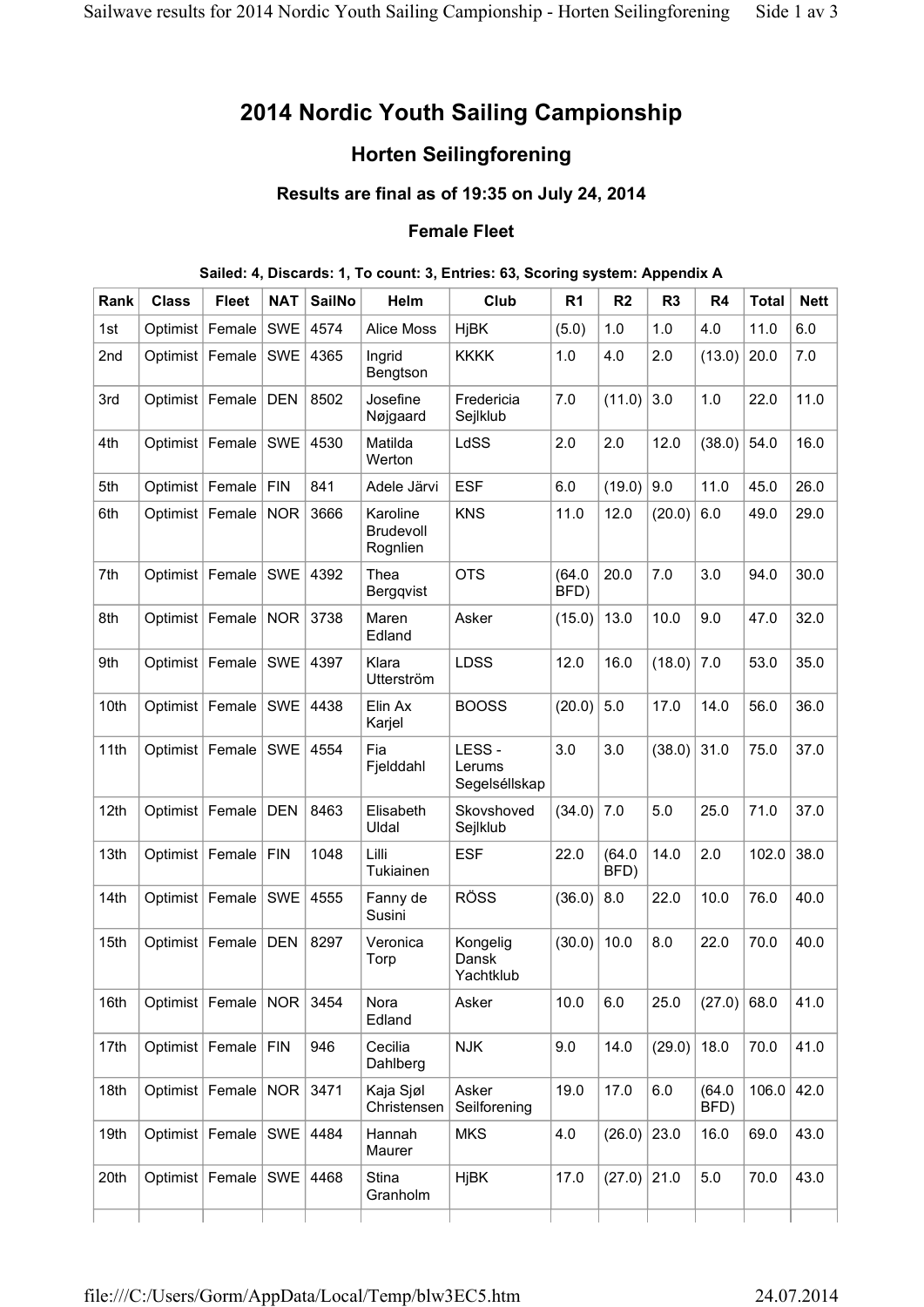# 2014 Nordic Youth Sailing Campionship

## Horten Seilingforening

### Results are final as of 19:35 on July 24, 2014

#### Female Fleet

**Sailed: 4, Discards: 1, To count: 3, Entries: 63, Scoring system: Appendix A**

| Rank | Class | Fleet | NAT | SailNo | Helm | Club | R1 | R2 | R3 | R4 | Total | Nett |
|---|---|---|---|---|---|---|---|---|---|---|---|---|
| 1st | Optimist | Female | SWE | 4574 | Alice Moss | HjBK | (5.0) | 1.0 | 1.0 | 4.0 | 11.0 | 6.0 |
| 2nd | Optimist | Female | SWE | 4365 | Ingrid Bengtson | KKKK | 1.0 | 4.0 | 2.0 | (13.0) | 20.0 | 7.0 |
| 3rd | Optimist | Female | DEN | 8502 | Josefine Nøjgaard | Fredericia Sejlklub | 7.0 | (11.0) | 3.0 | 1.0 | 22.0 | 11.0 |
| 4th | Optimist | Female | SWE | 4530 | Matilda Werton | LdSS | 2.0 | 2.0 | 12.0 | (38.0) | 54.0 | 16.0 |
| 5th | Optimist | Female | FIN | 841 | Adele Järvi | ESF | 6.0 | (19.0) | 9.0 | 11.0 | 45.0 | 26.0 |
| 6th | Optimist | Female | NOR | 3666 | Karoline Brudevoll Rognlien | KNS | 11.0 | 12.0 | (20.0) | 6.0 | 49.0 | 29.0 |
| 7th | Optimist | Female | SWE | 4392 | Thea Bergqvist | OTS | (64.0 BFD) | 20.0 | 7.0 | 3.0 | 94.0 | 30.0 |
| 8th | Optimist | Female | NOR | 3738 | Maren Edland | Asker | (15.0) | 13.0 | 10.0 | 9.0 | 47.0 | 32.0 |
| 9th | Optimist | Female | SWE | 4397 | Klara Utterström | LDSS | 12.0 | 16.0 | (18.0) | 7.0 | 53.0 | 35.0 |
| 10th | Optimist | Female | SWE | 4438 | Elin Ax Karjel | BOOSS | (20.0) | 5.0 | 17.0 | 14.0 | 56.0 | 36.0 |
| 11th | Optimist | Female | SWE | 4554 | Fia Fjelddahl | LESS - Lerums Segelsällskap | 3.0 | 3.0 | (38.0) | 31.0 | 75.0 | 37.0 |
| 12th | Optimist | Female | DEN | 8463 | Elisabeth Uldal | Skovshoved Sejlklub | (34.0) | 7.0 | 5.0 | 25.0 | 71.0 | 37.0 |
| 13th | Optimist | Female | FIN | 1048 | Lilli Tukiainen | ESF | 22.0 | (64.0 BFD) | 14.0 | 2.0 | 102.0 | 38.0 |
| 14th | Optimist | Female | SWE | 4555 | Fanny de Susini | RÖSS | (36.0) | 8.0 | 22.0 | 10.0 | 76.0 | 40.0 |
| 15th | Optimist | Female | DEN | 8297 | Veronica Torp | Kongelig Dansk Yachtklub | (30.0) | 10.0 | 8.0 | 22.0 | 70.0 | 40.0 |
| 16th | Optimist | Female | NOR | 3454 | Nora Edland | Asker | 10.0 | 6.0 | 25.0 | (27.0) | 68.0 | 41.0 |
| 17th | Optimist | Female | FIN | 946 | Cecilia Dahlberg | NJK | 9.0 | 14.0 | (29.0) | 18.0 | 70.0 | 41.0 |
| 18th | Optimist | Female | NOR | 3471 | Kaja Sjøl Christensen | Asker Seilforening | 19.0 | 17.0 | 6.0 | (64.0 BFD) | 106.0 | 42.0 |
| 19th | Optimist | Female | SWE | 4484 | Hannah Maurer | MKS | 4.0 | (26.0) | 23.0 | 16.0 | 69.0 | 43.0 |
| 20th | Optimist | Female | SWE | 4468 | Stina Granholm | HjBK | 17.0 | (27.0) | 21.0 | 5.0 | 70.0 | 43.0 |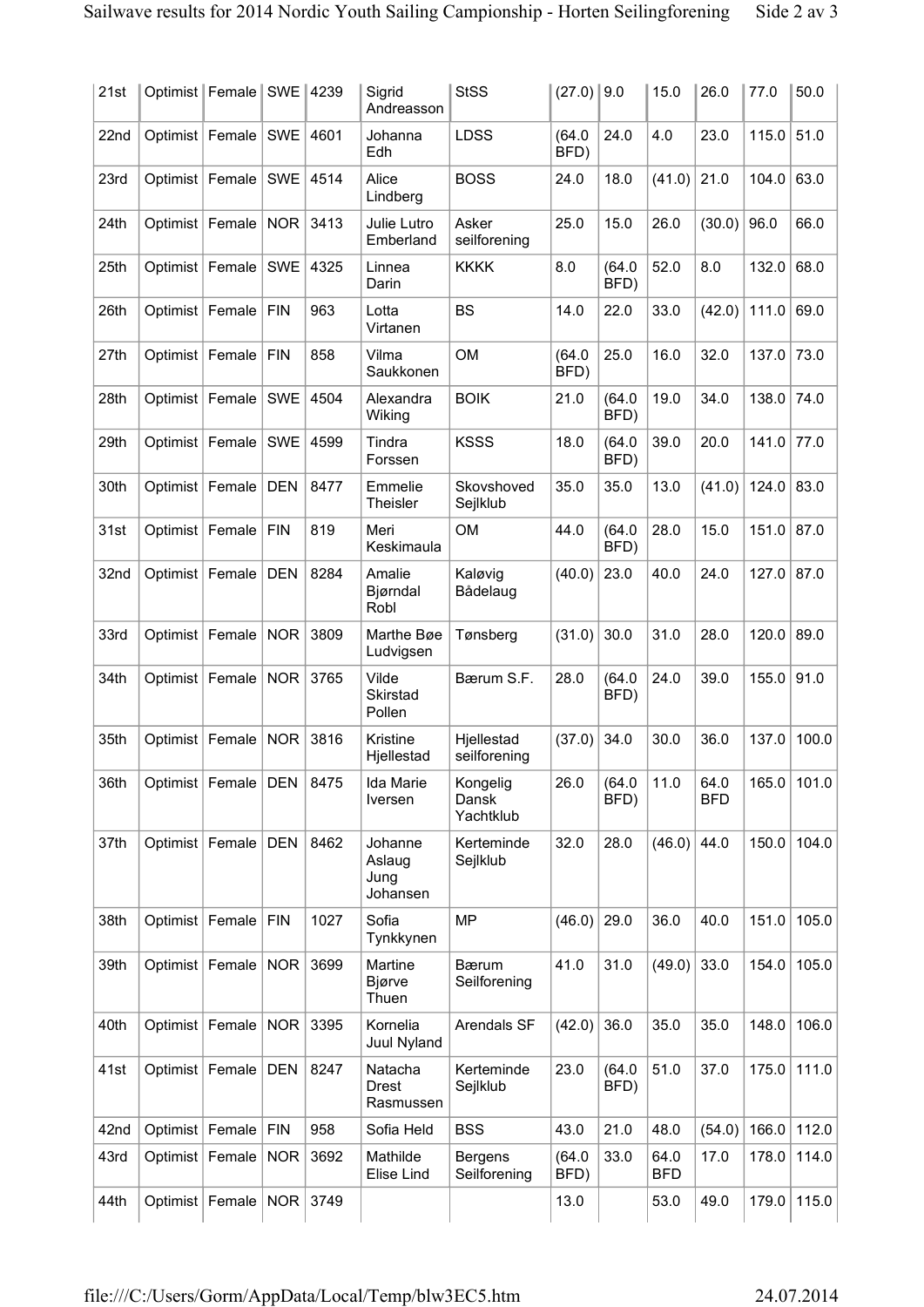| 21st | Optimist | Female | SWE | 4239 | Sigrid Andreasson | StSS | (27.0) | 9.0 | 15.0 | 26.0 | 77.0 | 50.0 |
|---|---|---|---|---|---|---|---|---|---|---|---|---|
| 22nd | Optimist | Female | SWE | 4601 | Johanna Edh | LDSS | (64.0 BFD) | 24.0 | 4.0 | 23.0 | 115.0 | 51.0 |
| 23rd | Optimist | Female | SWE | 4514 | Alice Lindberg | BOSS | 24.0 | 18.0 | (41.0) | 21.0 | 104.0 | 63.0 |
| 24th | Optimist | Female | NOR | 3413 | Julie Lutro Emberland | Asker seilforening | 25.0 | 15.0 | 26.0 | (30.0) | 96.0 | 66.0 |
| 25th | Optimist | Female | SWE | 4325 | Linnea Darin | KKKK | 8.0 | (64.0 BFD) | 52.0 | 8.0 | 132.0 | 68.0 |
| 26th | Optimist | Female | FIN | 963 | Lotta Virtanen | BS | 14.0 | 22.0 | 33.0 | (42.0) | 111.0 | 69.0 |
| 27th | Optimist | Female | FIN | 858 | Vilma Saukkonen | OM | (64.0 BFD) | 25.0 | 16.0 | 32.0 | 137.0 | 73.0 |
| 28th | Optimist | Female | SWE | 4504 | Alexandra Wiking | BOIK | 21.0 | (64.0 BFD) | 19.0 | 34.0 | 138.0 | 74.0 |
| 29th | Optimist | Female | SWE | 4599 | Tindra Forssen | KSSS | 18.0 | (64.0 BFD) | 39.0 | 20.0 | 141.0 | 77.0 |
| 30th | Optimist | Female | DEN | 8477 | Emmelie Theisler | Skovshoved Sejlklub | 35.0 | 35.0 | 13.0 | (41.0) | 124.0 | 83.0 |
| 31st | Optimist | Female | FIN | 819 | Meri Keskimaula | OM | 44.0 | (64.0 BFD) | 28.0 | 15.0 | 151.0 | 87.0 |
| 32nd | Optimist | Female | DEN | 8284 | Amalie Bjørndal Robl | Kaløvig Bådelaug | (40.0) | 23.0 | 40.0 | 24.0 | 127.0 | 87.0 |
| 33rd | Optimist | Female | NOR | 3809 | Marthe Bøe Ludvigsen | Tønsberg | (31.0) | 30.0 | 31.0 | 28.0 | 120.0 | 89.0 |
| 34th | Optimist | Female | NOR | 3765 | Vilde Skirstad Pollen | Bærum S.F. | 28.0 | (64.0 BFD) | 24.0 | 39.0 | 155.0 | 91.0 |
| 35th | Optimist | Female | NOR | 3816 | Kristine Hjellestad | Hjellestad seilforening | (37.0) | 34.0 | 30.0 | 36.0 | 137.0 | 100.0 |
| 36th | Optimist | Female | DEN | 8475 | Ida Marie Iversen | Kongelig Dansk Yachtklub | 26.0 | (64.0 BFD) | 11.0 | 64.0 BFD | 165.0 | 101.0 |
| 37th | Optimist | Female | DEN | 8462 | Johanne Aslaug Jung Johansen | Kerteminde Sejlklub | 32.0 | 28.0 | (46.0) | 44.0 | 150.0 | 104.0 |
| 38th | Optimist | Female | FIN | 1027 | Sofia Tynkkynen | MP | (46.0) | 29.0 | 36.0 | 40.0 | 151.0 | 105.0 |
| 39th | Optimist | Female | NOR | 3699 | Martine Bjørve Thuen | Bærum Seilforening | 41.0 | 31.0 | (49.0) | 33.0 | 154.0 | 105.0 |
| 40th | Optimist | Female | NOR | 3395 | Kornelia Juul Nyland | Arendals SF | (42.0) | 36.0 | 35.0 | 35.0 | 148.0 | 106.0 |
| 41st | Optimist | Female | DEN | 8247 | Natacha Drest Rasmussen | Kerteminde Sejlklub | 23.0 | (64.0 BFD) | 51.0 | 37.0 | 175.0 | 111.0 |
| 42nd | Optimist | Female | FIN | 958 | Sofia Held | BSS | 43.0 | 21.0 | 48.0 | (54.0) | 166.0 | 112.0 |
| 43rd | Optimist | Female | NOR | 3692 | Mathilde Elise Lind | Bergens Seilforening | (64.0 BFD) | 33.0 | 64.0 BFD | 17.0 | 178.0 | 114.0 |
| 44th | Optimist | Female | NOR | 3749 | | | 13.0 | | 53.0 | 49.0 | 179.0 | 115.0 |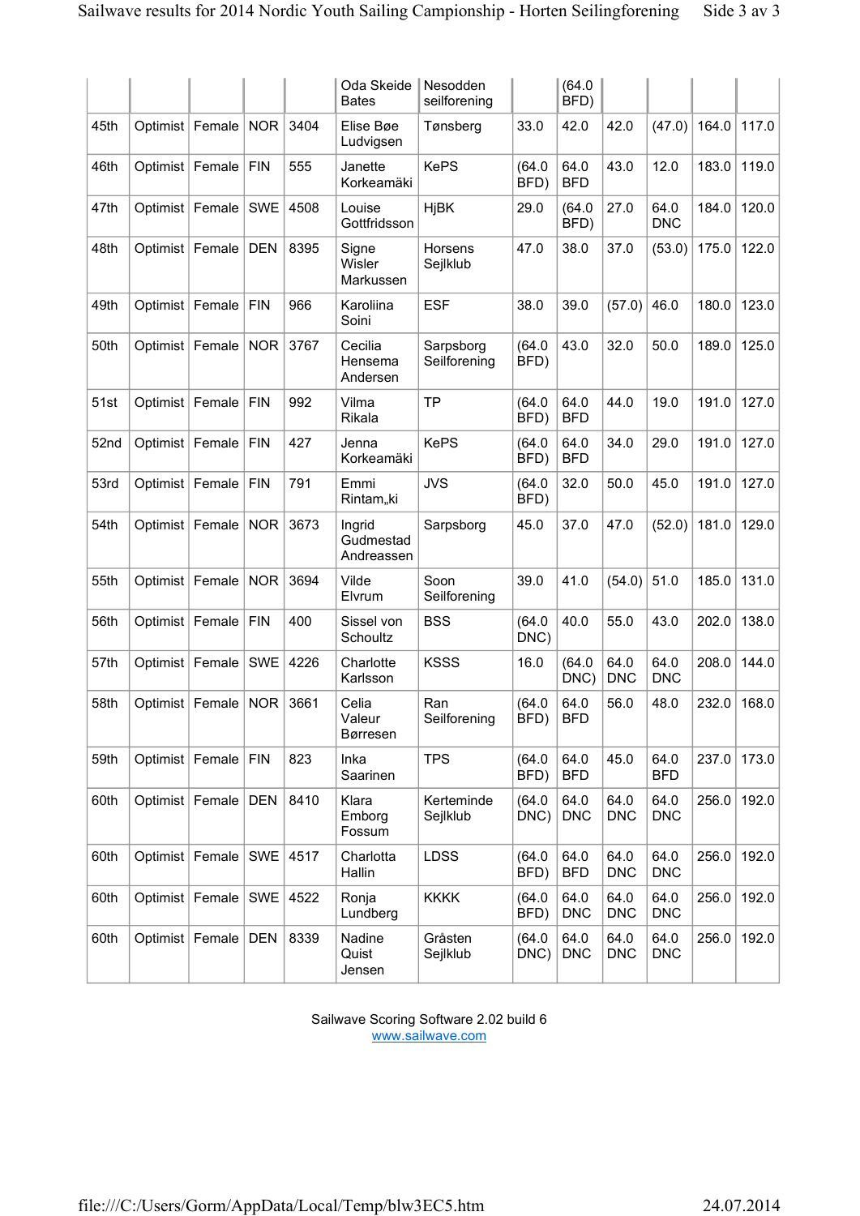| | | | | | | | | | | | | |
|---|---|---|---|---|---|---|---|---|---|---|---|---|
| | | | | | Oda Skeide Bates | Nesodden seilforening | | (64.0 BFD) | | | | |
| 45th | Optimist | Female | NOR | 3404 | Elise Bøe Ludvigsen | Tønsberg | 33.0 | 42.0 | 42.0 | (47.0) | 164.0 | 117.0 |
| 46th | Optimist | Female | FIN | 555 | Janette Korkeamäki | KePS | (64.0 BFD) | 64.0 BFD | 43.0 | 12.0 | 183.0 | 119.0 |
| 47th | Optimist | Female | SWE | 4508 | Louise Gottfridsson | HjBK | 29.0 | (64.0 BFD) | 27.0 | 64.0 DNC | 184.0 | 120.0 |
| 48th | Optimist | Female | DEN | 8395 | Signe Wisler Markussen | Horsens Sejlklub | 47.0 | 38.0 | 37.0 | (53.0) | 175.0 | 122.0 |
| 49th | Optimist | Female | FIN | 966 | Karoliina Soini | ESF | 38.0 | 39.0 | (57.0) | 46.0 | 180.0 | 123.0 |
| 50th | Optimist | Female | NOR | 3767 | Cecilia Hensema Andersen | Sarpsborg Seilforening | (64.0 BFD) | 43.0 | 32.0 | 50.0 | 189.0 | 125.0 |
| 51st | Optimist | Female | FIN | 992 | Vilma Rikala | TP | (64.0 BFD) | 64.0 BFD | 44.0 | 19.0 | 191.0 | 127.0 |
| 52nd | Optimist | Female | FIN | 427 | Jenna Korkeamäki | KePS | (64.0 BFD) | 64.0 BFD | 34.0 | 29.0 | 191.0 | 127.0 |
| 53rd | Optimist | Female | FIN | 791 | Emmi Rintam„ki | JVS | (64.0 BFD) | 32.0 | 50.0 | 45.0 | 191.0 | 127.0 |
| 54th | Optimist | Female | NOR | 3673 | Ingrid Gudmestad Andreassen | Sarpsborg | 45.0 | 37.0 | 47.0 | (52.0) | 181.0 | 129.0 |
| 55th | Optimist | Female | NOR | 3694 | Vilde Elvrum | Soon Seilforening | 39.0 | 41.0 | (54.0) | 51.0 | 185.0 | 131.0 |
| 56th | Optimist | Female | FIN | 400 | Sissel von Schoultz | BSS | (64.0 DNC) | 40.0 | 55.0 | 43.0 | 202.0 | 138.0 |
| 57th | Optimist | Female | SWE | 4226 | Charlotte Karlsson | KSSS | 16.0 | (64.0 DNC) | 64.0 DNC | 64.0 DNC | 208.0 | 144.0 |
| 58th | Optimist | Female | NOR | 3661 | Celia Valeur Børresen | Ran Seilforening | (64.0 BFD) | 64.0 BFD | 56.0 | 48.0 | 232.0 | 168.0 |
| 59th | Optimist | Female | FIN | 823 | Inka Saarinen | TPS | (64.0 BFD) | 64.0 BFD | 45.0 | 64.0 BFD | 237.0 | 173.0 |
| 60th | Optimist | Female | DEN | 8410 | Klara Emborg Fossum | Kerteminde Sejlklub | (64.0 DNC) | 64.0 DNC | 64.0 DNC | 64.0 DNC | 256.0 | 192.0 |
| 60th | Optimist | Female | SWE | 4517 | Charlotta Hallin | LDSS | (64.0 BFD) | 64.0 BFD | 64.0 DNC | 64.0 DNC | 256.0 | 192.0 |
| 60th | Optimist | Female | SWE | 4522 | Ronja Lundberg | KKKK | (64.0 BFD) | 64.0 DNC | 64.0 DNC | 64.0 DNC | 256.0 | 192.0 |
| 60th | Optimist | Female | DEN | 8339 | Nadine Quist Jensen | Gråsten Sejlklub | (64.0 DNC) | 64.0 DNC | 64.0 DNC | 64.0 DNC | 256.0 | 192.0 |

Sailwave Scoring Software 2.02 build 6
www.sailwave.com